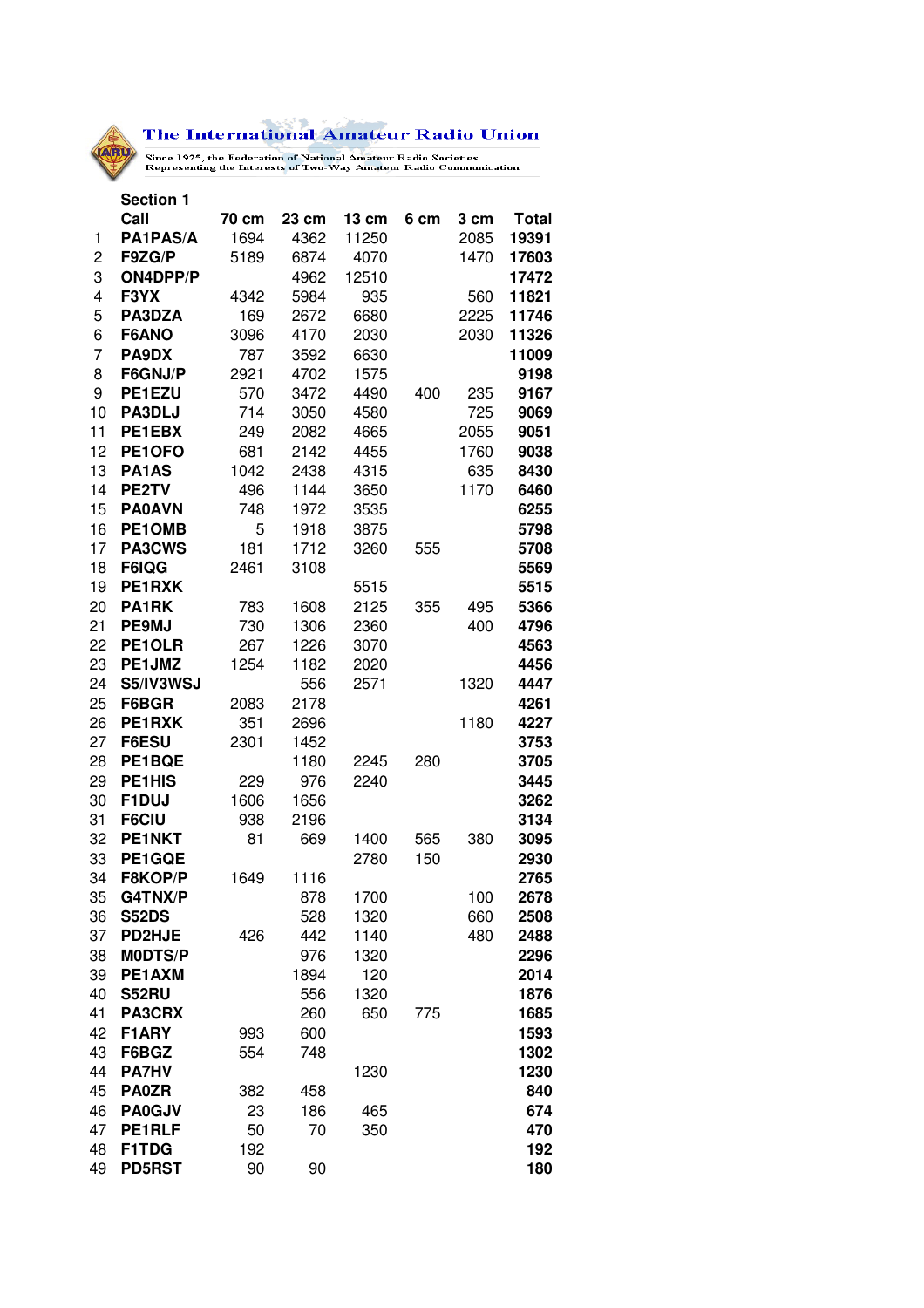# The International Amateur Radio Union

Since 1925, the Federation of National Amateur Radio Societies
Representing the Interests of Two-Way Amateur Radio Communication

## Section 1

| | Call | 70 cm | 23 cm | 13 cm | 6 cm | 3 cm | Total |
|---|---|---|---|---|---|---|---|
| 1 | **PA1PAS/A** | 1694 | 4362 | 11250 | | 2085 | **19391** |
| 2 | **F9ZG/P** | 5189 | 6874 | 4070 | | 1470 | **17603** |
| 3 | **ON4DPP/P** | | 4962 | 12510 | | | **17472** |
| 4 | **F3YX** | 4342 | 5984 | 935 | | 560 | **11821** |
| 5 | **PA3DZA** | 169 | 2672 | 6680 | | 2225 | **11746** |
| 6 | **F6ANO** | 3096 | 4170 | 2030 | | 2030 | **11326** |
| 7 | **PA9DX** | 787 | 3592 | 6630 | | | **11009** |
| 8 | **F6GNJ/P** | 2921 | 4702 | 1575 | | | **9198** |
| 9 | **PE1EZU** | 570 | 3472 | 4490 | 400 | 235 | **9167** |
| 10 | **PA3DLJ** | 714 | 3050 | 4580 | | 725 | **9069** |
| 11 | **PE1EBX** | 249 | 2082 | 4665 | | 2055 | **9051** |
| 12 | **PE1OFO** | 681 | 2142 | 4455 | | 1760 | **9038** |
| 13 | **PA1AS** | 1042 | 2438 | 4315 | | 635 | **8430** |
| 14 | **PE2TV** | 496 | 1144 | 3650 | | 1170 | **6460** |
| 15 | **PA0AVN** | 748 | 1972 | 3535 | | | **6255** |
| 16 | **PE1OMB** | 5 | 1918 | 3875 | | | **5798** |
| 17 | **PA3CWS** | 181 | 1712 | 3260 | 555 | | **5708** |
| 18 | **F6IQG** | 2461 | 3108 | | | | **5569** |
| 19 | **PE1RXK** | | | 5515 | | | **5515** |
| 20 | **PA1RK** | 783 | 1608 | 2125 | 355 | 495 | **5366** |
| 21 | **PE9MJ** | 730 | 1306 | 2360 | | 400 | **4796** |
| 22 | **PE1OLR** | 267 | 1226 | 3070 | | | **4563** |
| 23 | **PE1JMZ** | 1254 | 1182 | 2020 | | | **4456** |
| 24 | **S5/IV3WSJ** | | 556 | 2571 | | 1320 | **4447** |
| 25 | **F6BGR** | 2083 | 2178 | | | | **4261** |
| 26 | **PE1RXK** | 351 | 2696 | | | 1180 | **4227** |
| 27 | **F6ESU** | 2301 | 1452 | | | | **3753** |
| 28 | **PE1BQE** | | 1180 | 2245 | 280 | | **3705** |
| 29 | **PE1HIS** | 229 | 976 | 2240 | | | **3445** |
| 30 | **F1DUJ** | 1606 | 1656 | | | | **3262** |
| 31 | **F6CIU** | 938 | 2196 | | | | **3134** |
| 32 | **PE1NKT** | 81 | 669 | 1400 | 565 | 380 | **3095** |
| 33 | **PE1GQE** | | | 2780 | 150 | | **2930** |
| 34 | **F8KOP/P** | 1649 | 1116 | | | | **2765** |
| 35 | **G4TNX/P** | | 878 | 1700 | | 100 | **2678** |
| 36 | **S52DS** | | 528 | 1320 | | 660 | **2508** |
| 37 | **PD2HJE** | 426 | 442 | 1140 | | 480 | **2488** |
| 38 | **M0DTS/P** | | 976 | 1320 | | | **2296** |
| 39 | **PE1AXM** | | 1894 | 120 | | | **2014** |
| 40 | **S52RU** | | 556 | 1320 | | | **1876** |
| 41 | **PA3CRX** | | 260 | 650 | 775 | | **1685** |
| 42 | **F1ARY** | 993 | 600 | | | | **1593** |
| 43 | **F6BGZ** | 554 | 748 | | | | **1302** |
| 44 | **PA7HV** | | | 1230 | | | **1230** |
| 45 | **PA0ZR** | 382 | 458 | | | | **840** |
| 46 | **PA0GJV** | 23 | 186 | 465 | | | **674** |
| 47 | **PE1RLF** | 50 | 70 | 350 | | | **470** |
| 48 | **F1TDG** | 192 | | | | | **192** |
| 49 | **PD5RST** | 90 | 90 | | | | **180** |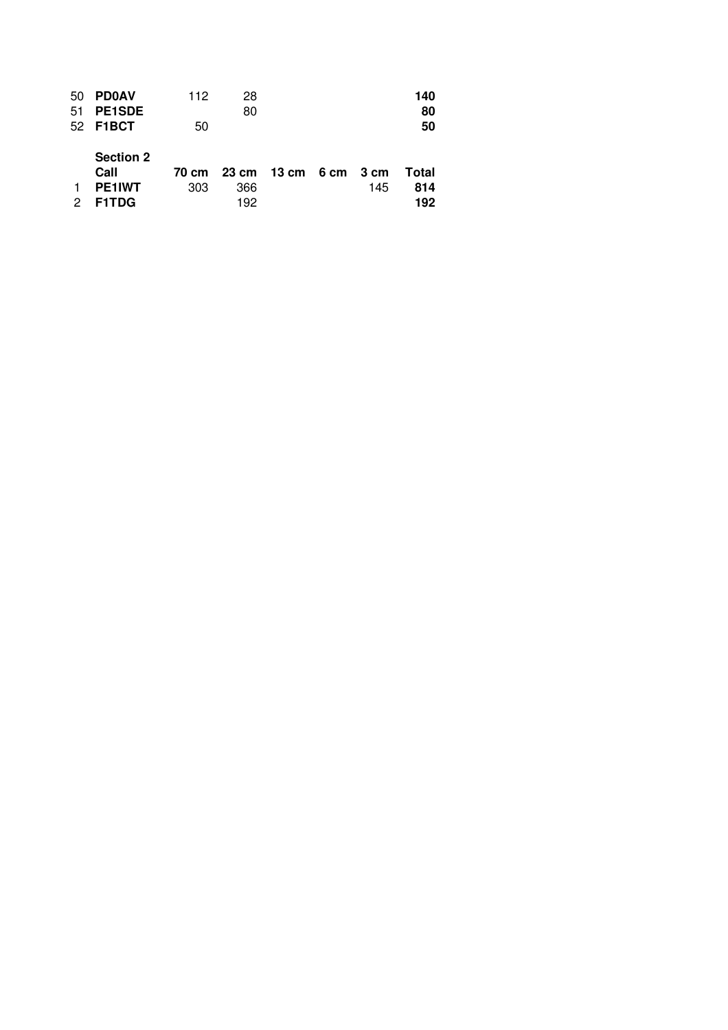| | | | | | | | |
|---|---|---|---|---|---|---|---|
| 50 | **PD0AV** | 112 | 28 | | | | **140** |
| 51 | **PE1SDE** | | 80 | | | | **80** |
| 52 | **F1BCT** | 50 | | | | | **50** |

**Section 2**

| | Call | 70 cm | 23 cm | 13 cm | 6 cm | 3 cm | Total |
|---|---|---|---|---|---|---|---|
| 1 | **PE1IWT** | 303 | 366 | | | 145 | **814** |
| 2 | **F1TDG** | | 192 | | | | **192** |